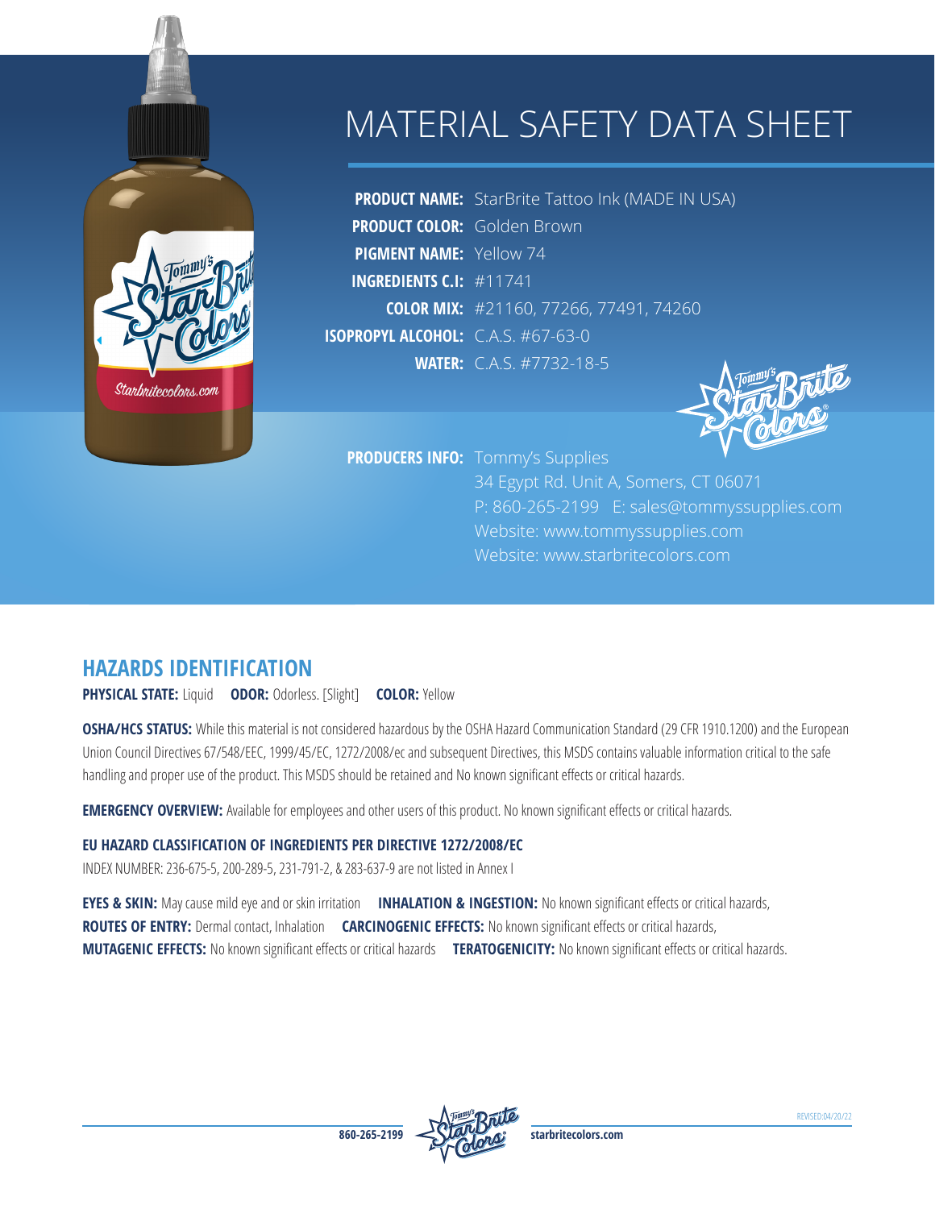# MATERIAL SAFETY DATA SHEET

**PRODUCT NAME:** StarBrite Tattoo Ink (MADE IN USA)
**PRODUCT COLOR:** Golden Brown
**PIGMENT NAME:** Yellow 74
**INGREDIENTS C.I:** #11741
**COLOR MIX:** #21160, 77266, 77491, 74260
**ISOPROPYL ALCOHOL:** C.A.S. #67-63-0
**WATER:** C.A.S. #7732-18-5

**PRODUCERS INFO:** Tommy's Supplies
34 Egypt Rd. Unit A, Somers, CT 06071
P: 860-265-2199 E: sales@tommyssupplies.com
Website: www.tommyssupplies.com
Website: www.starbritecolors.com

## HAZARDS IDENTIFICATION

**PHYSICAL STATE:** Liquid **ODOR:** Odorless. [Slight] **COLOR:** Yellow

**OSHA/HCS STATUS:** While this material is not considered hazardous by the OSHA Hazard Communication Standard (29 CFR 1910.1200) and the European Union Council Directives 67/548/EEC, 1999/45/EC, 1272/2008/ec and subsequent Directives, this MSDS contains valuable information critical to the safe handling and proper use of the product. This MSDS should be retained and No known significant effects or critical hazards.

**EMERGENCY OVERVIEW:** Available for employees and other users of this product. No known significant effects or critical hazards.

**EU HAZARD CLASSIFICATION OF INGREDIENTS PER DIRECTIVE 1272/2008/EC**
INDEX NUMBER: 236-675-5, 200-289-5, 231-791-2, & 283-637-9 are not listed in Annex I

**EYES & SKIN:** May cause mild eye and or skin irritation **INHALATION & INGESTION:** No known significant effects or critical hazards,
**ROUTES OF ENTRY:** Dermal contact, Inhalation **CARCINOGENIC EFFECTS:** No known significant effects or critical hazards,
**MUTAGENIC EFFECTS:** No known significant effects or critical hazards **TERATOGENICITY:** No known significant effects or critical hazards.

REVISED:04/20/22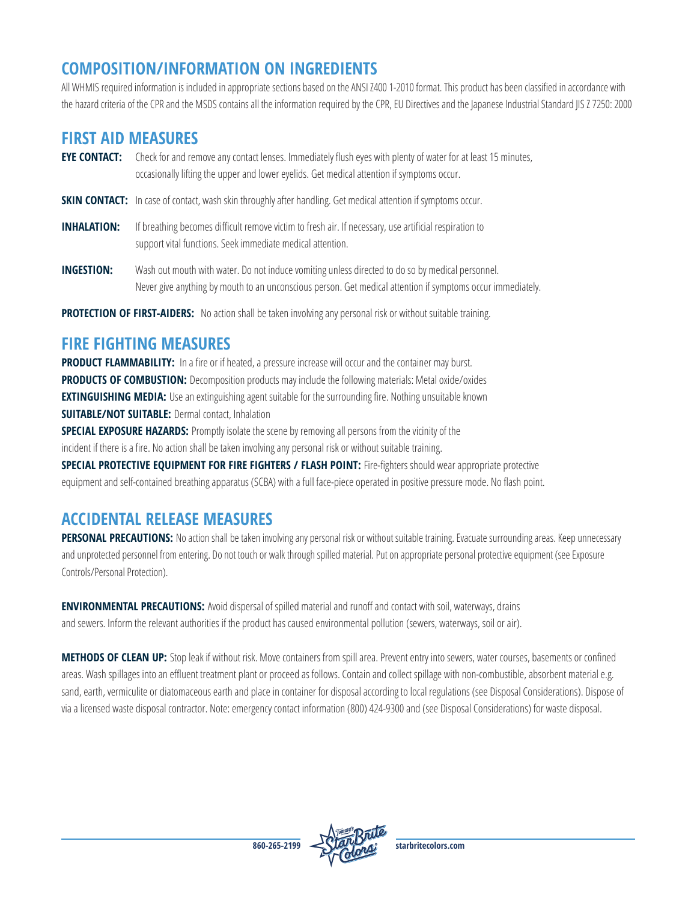## COMPOSITION/INFORMATION ON INGREDIENTS

All WHMIS required information is included in appropriate sections based on the ANSI Z400 1-2010 format. This product has been classified in accordance with the hazard criteria of the CPR and the MSDS contains all the information required by the CPR, EU Directives and the Japanese Industrial Standard JIS Z 7250: 2000

## FIRST AID MEASURES

**EYE CONTACT:** Check for and remove any contact lenses. Immediately flush eyes with plenty of water for at least 15 minutes, occasionally lifting the upper and lower eyelids. Get medical attention if symptoms occur.

**SKIN CONTACT:** In case of contact, wash skin throughly after handling. Get medical attention if symptoms occur.

**INHALATION:** If breathing becomes difficult remove victim to fresh air. If necessary, use artificial respiration to support vital functions. Seek immediate medical attention.

**INGESTION:** Wash out mouth with water. Do not induce vomiting unless directed to do so by medical personnel. Never give anything by mouth to an unconscious person. Get medical attention if symptoms occur immediately.

**PROTECTION OF FIRST-AIDERS:** No action shall be taken involving any personal risk or without suitable training.

## FIRE FIGHTING MEASURES

**PRODUCT FLAMMABILITY:** In a fire or if heated, a pressure increase will occur and the container may burst.
**PRODUCTS OF COMBUSTION:** Decomposition products may include the following materials: Metal oxide/oxides
**EXTINGUISHING MEDIA:** Use an extinguishing agent suitable for the surrounding fire. Nothing unsuitable known
**SUITABLE/NOT SUITABLE:** Dermal contact, Inhalation
**SPECIAL EXPOSURE HAZARDS:** Promptly isolate the scene by removing all persons from the vicinity of the incident if there is a fire. No action shall be taken involving any personal risk or without suitable training.
**SPECIAL PROTECTIVE EQUIPMENT FOR FIRE FIGHTERS / FLASH POINT:** Fire-fighters should wear appropriate protective equipment and self-contained breathing apparatus (SCBA) with a full face-piece operated in positive pressure mode. No flash point.

## ACCIDENTAL RELEASE MEASURES

**PERSONAL PRECAUTIONS:** No action shall be taken involving any personal risk or without suitable training. Evacuate surrounding areas. Keep unnecessary and unprotected personnel from entering. Do not touch or walk through spilled material. Put on appropriate personal protective equipment (see Exposure Controls/Personal Protection).

**ENVIRONMENTAL PRECAUTIONS:** Avoid dispersal of spilled material and runoff and contact with soil, waterways, drains and sewers. Inform the relevant authorities if the product has caused environmental pollution (sewers, waterways, soil or air).

**METHODS OF CLEAN UP:** Stop leak if without risk. Move containers from spill area. Prevent entry into sewers, water courses, basements or confined areas. Wash spillages into an effluent treatment plant or proceed as follows. Contain and collect spillage with non-combustible, absorbent material e.g. sand, earth, vermiculite or diatomaceous earth and place in container for disposal according to local regulations (see Disposal Considerations). Dispose of via a licensed waste disposal contractor. Note: emergency contact information (800) 424-9300 and (see Disposal Considerations) for waste disposal.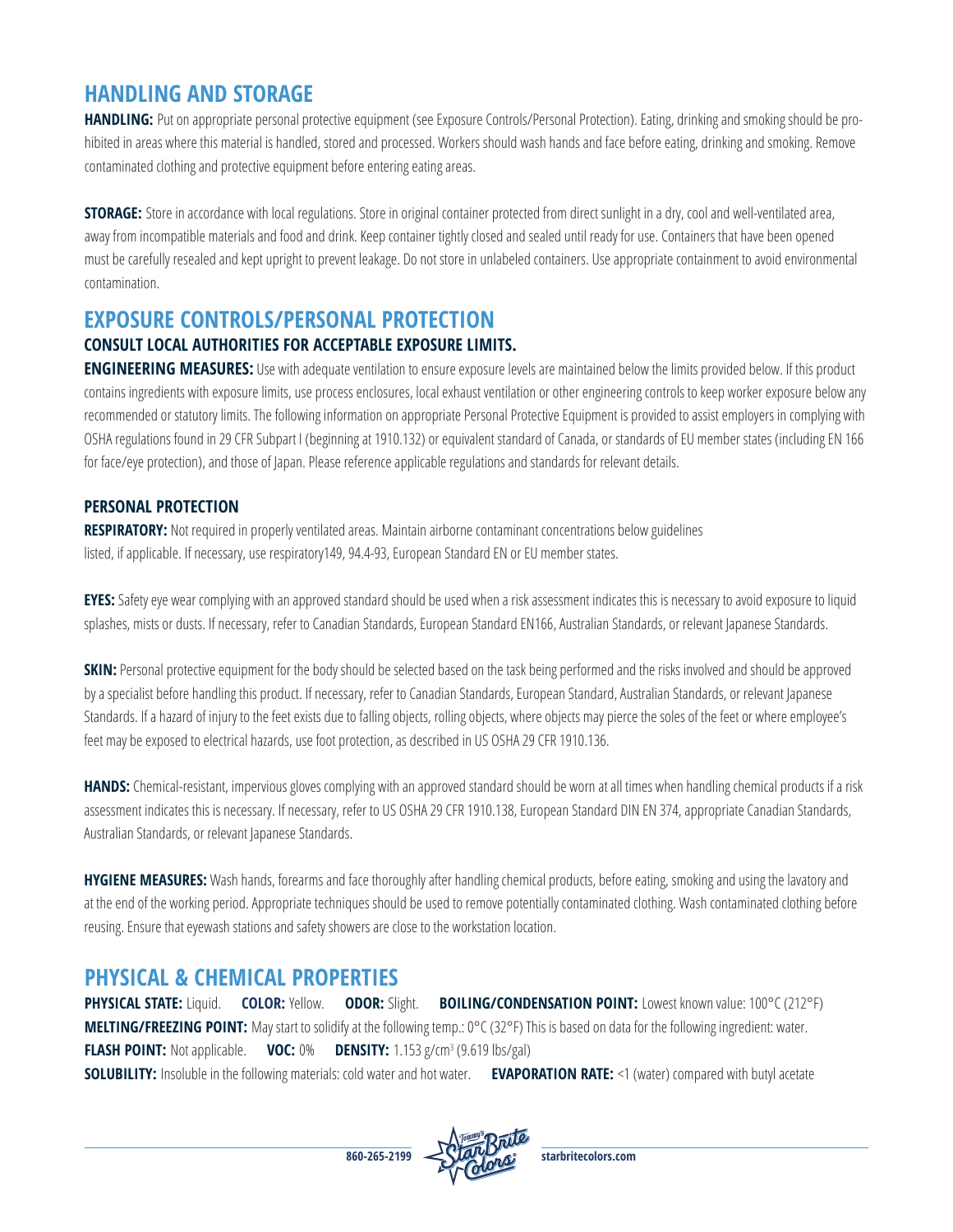## HANDLING AND STORAGE

**HANDLING:** Put on appropriate personal protective equipment (see Exposure Controls/Personal Protection). Eating, drinking and smoking should be prohibited in areas where this material is handled, stored and processed. Workers should wash hands and face before eating, drinking and smoking. Remove contaminated clothing and protective equipment before entering eating areas.

**STORAGE:** Store in accordance with local regulations. Store in original container protected from direct sunlight in a dry, cool and well-ventilated area, away from incompatible materials and food and drink. Keep container tightly closed and sealed until ready for use. Containers that have been opened must be carefully resealed and kept upright to prevent leakage. Do not store in unlabeled containers. Use appropriate containment to avoid environmental contamination.

## EXPOSURE CONTROLS/PERSONAL PROTECTION

### CONSULT LOCAL AUTHORITIES FOR ACCEPTABLE EXPOSURE LIMITS.

**ENGINEERING MEASURES:** Use with adequate ventilation to ensure exposure levels are maintained below the limits provided below. If this product contains ingredients with exposure limits, use process enclosures, local exhaust ventilation or other engineering controls to keep worker exposure below any recommended or statutory limits. The following information on appropriate Personal Protective Equipment is provided to assist employers in complying with OSHA regulations found in 29 CFR Subpart I (beginning at 1910.132) or equivalent standard of Canada, or standards of EU member states (including EN 166 for face/eye protection), and those of Japan. Please reference applicable regulations and standards for relevant details.

### PERSONAL PROTECTION

**RESPIRATORY:** Not required in properly ventilated areas. Maintain airborne contaminant concentrations below guidelines listed, if applicable. If necessary, use respiratory149, 94.4-93, European Standard EN or EU member states.

**EYES:** Safety eye wear complying with an approved standard should be used when a risk assessment indicates this is necessary to avoid exposure to liquid splashes, mists or dusts. If necessary, refer to Canadian Standards, European Standard EN166, Australian Standards, or relevant Japanese Standards.

**SKIN:** Personal protective equipment for the body should be selected based on the task being performed and the risks involved and should be approved by a specialist before handling this product. If necessary, refer to Canadian Standards, European Standard, Australian Standards, or relevant Japanese Standards. If a hazard of injury to the feet exists due to falling objects, rolling objects, where objects may pierce the soles of the feet or where employee's feet may be exposed to electrical hazards, use foot protection, as described in US OSHA 29 CFR 1910.136.

**HANDS:** Chemical-resistant, impervious gloves complying with an approved standard should be worn at all times when handling chemical products if a risk assessment indicates this is necessary. If necessary, refer to US OSHA 29 CFR 1910.138, European Standard DIN EN 374, appropriate Canadian Standards, Australian Standards, or relevant Japanese Standards.

**HYGIENE MEASURES:** Wash hands, forearms and face thoroughly after handling chemical products, before eating, smoking and using the lavatory and at the end of the working period. Appropriate techniques should be used to remove potentially contaminated clothing. Wash contaminated clothing before reusing. Ensure that eyewash stations and safety showers are close to the workstation location.

## PHYSICAL & CHEMICAL PROPERTIES

**PHYSICAL STATE:** Liquid. **COLOR:** Yellow. **ODOR:** Slight. **BOILING/CONDENSATION POINT:** Lowest known value: 100°C (212°F)
**MELTING/FREEZING POINT:** May start to solidify at the following temp.: 0°C (32°F) This is based on data for the following ingredient: water.
**FLASH POINT:** Not applicable. **VOC:** 0% **DENSITY:** 1.153 g/cm$^3$ (9.619 lbs/gal)
**SOLUBILITY:** Insoluble in the following materials: cold water and hot water. **EVAPORATION RATE:** <1 (water) compared with butyl acetate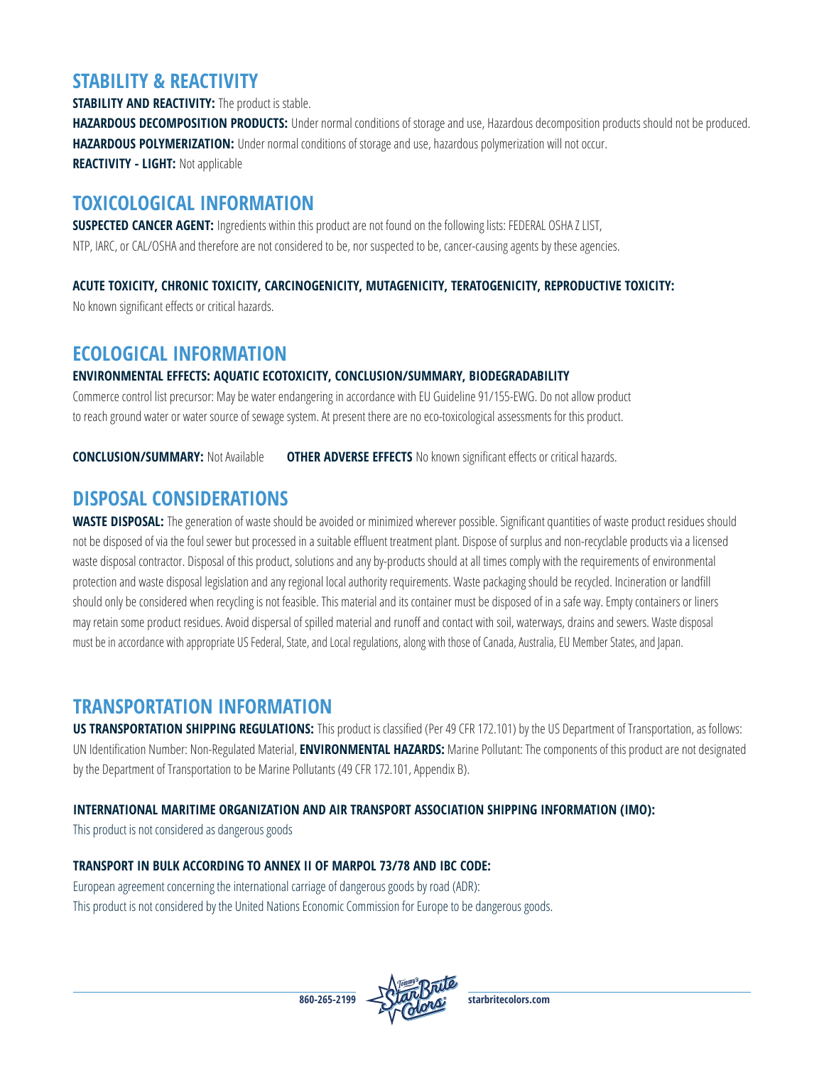## STABILITY & REACTIVITY

**STABILITY AND REACTIVITY:** The product is stable.

**HAZARDOUS DECOMPOSITION PRODUCTS:** Under normal conditions of storage and use, Hazardous decomposition products should not be produced.

**HAZARDOUS POLYMERIZATION:** Under normal conditions of storage and use, hazardous polymerization will not occur.

**REACTIVITY - LIGHT:** Not applicable

## TOXICOLOGICAL INFORMATION

**SUSPECTED CANCER AGENT:** Ingredients within this product are not found on the following lists: FEDERAL OSHA Z LIST, NTP, IARC, or CAL/OSHA and therefore are not considered to be, nor suspected to be, cancer-causing agents by these agencies.

**ACUTE TOXICITY, CHRONIC TOXICITY, CARCINOGENICITY, MUTAGENICITY, TERATOGENICITY, REPRODUCTIVE TOXICITY:**

No known significant effects or critical hazards.

## ECOLOGICAL INFORMATION

**ENVIRONMENTAL EFFECTS: AQUATIC ECOTOXICITY, CONCLUSION/SUMMARY, BIODEGRADABILITY**

Commerce control list precursor: May be water endangering in accordance with EU Guideline 91/155-EWG. Do not allow product to reach ground water or water source of sewage system. At present there are no eco-toxicological assessments for this product.

**CONCLUSION/SUMMARY:** Not Available **OTHER ADVERSE EFFECTS** No known significant effects or critical hazards.

## DISPOSAL CONSIDERATIONS

**WASTE DISPOSAL:** The generation of waste should be avoided or minimized wherever possible. Significant quantities of waste product residues should not be disposed of via the foul sewer but processed in a suitable effluent treatment plant. Dispose of surplus and non-recyclable products via a licensed waste disposal contractor. Disposal of this product, solutions and any by-products should at all times comply with the requirements of environmental protection and waste disposal legislation and any regional local authority requirements. Waste packaging should be recycled. Incineration or landfill should only be considered when recycling is not feasible. This material and its container must be disposed of in a safe way. Empty containers or liners may retain some product residues. Avoid dispersal of spilled material and runoff and contact with soil, waterways, drains and sewers. Waste disposal must be in accordance with appropriate US Federal, State, and Local regulations, along with those of Canada, Australia, EU Member States, and Japan.

## TRANSPORTATION INFORMATION

**US TRANSPORTATION SHIPPING REGULATIONS:** This product is classified (Per 49 CFR 172.101) by the US Department of Transportation, as follows: UN Identification Number: Non-Regulated Material, **ENVIRONMENTAL HAZARDS:** Marine Pollutant: The components of this product are not designated by the Department of Transportation to be Marine Pollutants (49 CFR 172.101, Appendix B).

**INTERNATIONAL MARITIME ORGANIZATION AND AIR TRANSPORT ASSOCIATION SHIPPING INFORMATION (IMO):**

This product is not considered as dangerous goods

**TRANSPORT IN BULK ACCORDING TO ANNEX II OF MARPOL 73/78 AND IBC CODE:**

European agreement concerning the international carriage of dangerous goods by road (ADR):
This product is not considered by the United Nations Economic Commission for Europe to be dangerous goods.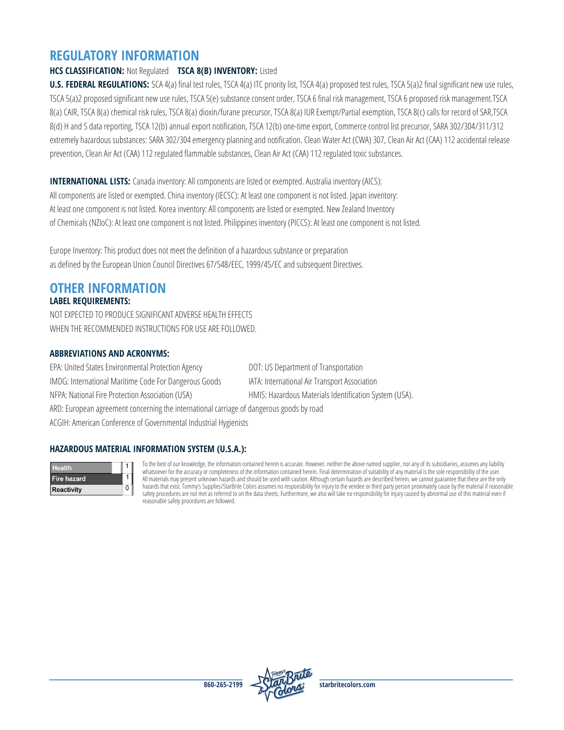## REGULATORY INFORMATION

**HCS CLASSIFICATION:** Not Regulated **TSCA 8(B) INVENTORY:** Listed

**U.S. FEDERAL REGULATIONS:** SCA 4(a) final test rules, TSCA 4(a) ITC priority list, TSCA 4(a) proposed test rules, TSCA 5(a)2 final significant new use rules, TSCA 5(a)2 proposed significant new use rules, TSCA 5(e) substance consent order, TSCA 6 final risk management, TSCA 6 proposed risk management.TSCA 8(a) CAIR, TSCA 8(a) chemical risk rules, TSCA 8(a) dioxin/furane precursor, TSCA 8(a) IUR Exempt/Partial exemption, TSCA 8(c) calls for record of SAR,TSCA 8(d) H and S data reporting, TSCA 12(b) annual export notification, TSCA 12(b) one-time export, Commerce control list precursor, SARA 302/304/311/312 extremely hazardous substances: SARA 302/304 emergency planning and notification. Clean Water Act (CWA) 307, Clean Air Act (CAA) 112 accidental release prevention, Clean Air Act (CAA) 112 regulated flammable substances, Clean Air Act (CAA) 112 regulated toxic substances.

**INTERNATIONAL LISTS:** Canada inventory: All components are listed or exempted. Australia inventory (AICS): All components are listed or exempted. China inventory (IECSC): At least one component is not listed. Japan inventory: At least one component is not listed. Korea inventory: All components are listed or exempted. New Zealand Inventory of Chemicals (NZIoC): At least one component is not listed. Philippines inventory (PICCS): At least one component is not listed.

Europe Inventory: This product does not meet the definition of a hazardous substance or preparation as defined by the European Union Council Directives 67/548/EEC, 1999/45/EC and subsequent Directives.

## OTHER INFORMATION

### LABEL REQUIREMENTS:

NOT EXPECTED TO PRODUCE SIGNIFICANT ADVERSE HEALTH EFFECTS WHEN THE RECOMMENDED INSTRUCTIONS FOR USE ARE FOLLOWED.

### ABBREVIATIONS AND ACRONYMS:

EPA: United States Environmental Protection Agency

DOT: US Department of Transportation

IMDG: International Maritime Code For Dangerous Goods

IATA: International Air Transport Association

NFPA: National Fire Protection Association (USA)

HMIS: Hazardous Materials Identification System (USA).

ARD: European agreement concerning the international carriage of dangerous goods by road

ACGIH: American Conference of Governmental Industrial Hygienists

### HAZARDOUS MATERIAL INFORMATION SYSTEM (U.S.A.):

| | |
|---|---|
| Health | 1 |
| Fire hazard | 1 |
| Reactivity | 0 |

To the best of our knowledge, the information contained herein is accurate. However, neither the above named supplier, nor any of its subsidiaries, assumes any liability whatsoever for the accuracy or completeness of the information contained herein. Final determination of suitability of any material is the sole responsibility of the user. All materials may present unknown hazards and should be used with caution. Although certain hazards are described herein, we cannot guarantee that these are the only hazards that exist. Tommy's Supplies/StarBrite Colors assumes no responsibility for injury to the vendee or third party person proximately cause by the material if reasonable safety procedures are not met as referred to on the data sheets. Furthermore, we also will take no responsibility for injury caused by abnormal use of this material even if reasonable safety procedures are followed.